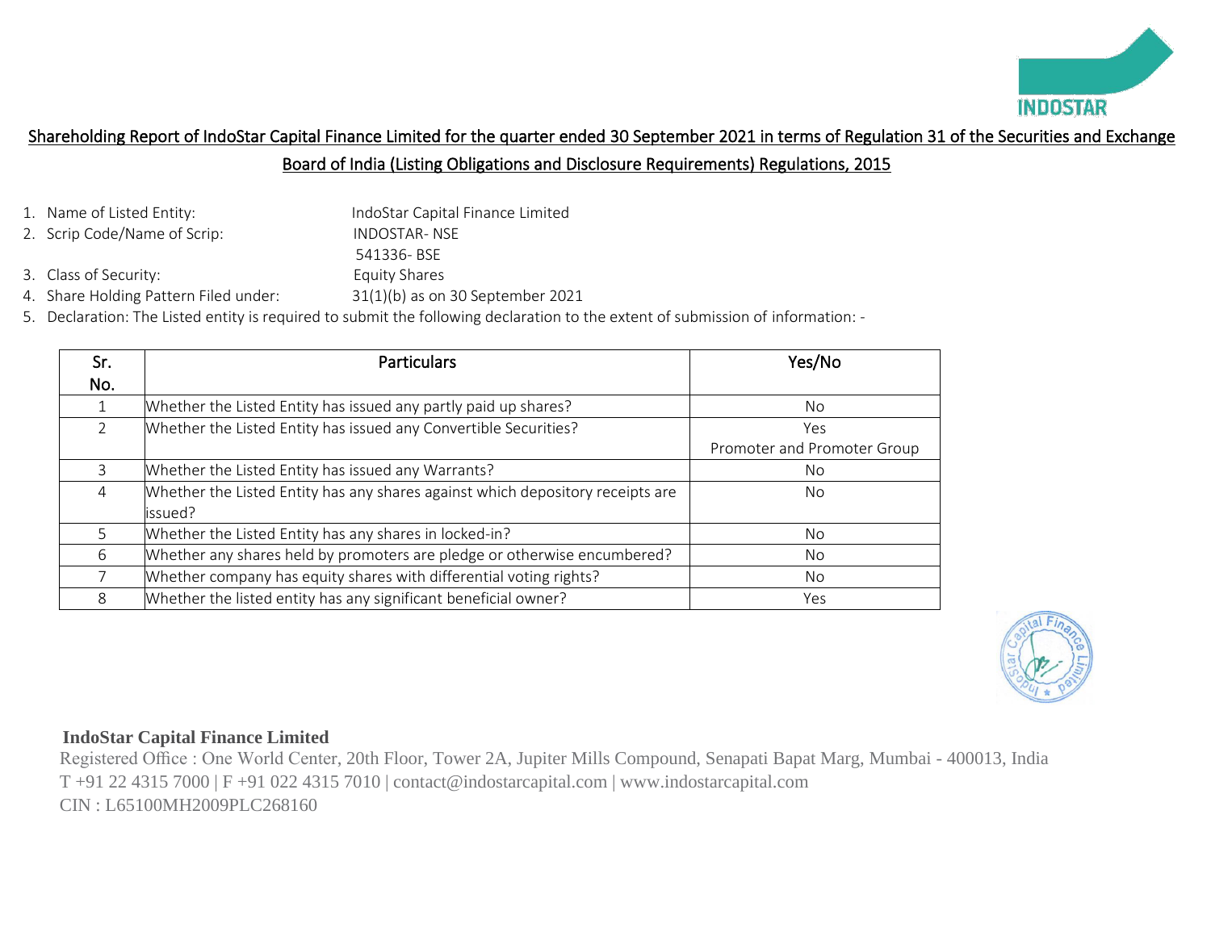## Shareholding Report of IndoStar Capital Finance Limited for the quarter ended 30 September 2021 in terms of Regulation 31 of the Securities and Exchange Board of India (Listing Obligations and Disclosure Requirements) Regulations, 2015

1. Name of Listed Entity: IndoStar Capital Finance Limited
2. Scrip Code/Name of Scrip: INDOSTAR- NSE
   541336- BSE
3. Class of Security: Equity Shares
4. Share Holding Pattern Filed under: 31(1)(b) as on 30 September 2021
5. Declaration: The Listed entity is required to submit the following declaration to the extent of submission of information: -

| Sr. No. | Particulars | Yes/No |
|---|---|---|
| 1 | Whether the Listed Entity has issued any partly paid up shares? | No |
| 2 | Whether the Listed Entity has issued any Convertible Securities? | Yes<br>Promoter and Promoter Group |
| 3 | Whether the Listed Entity has issued any Warrants? | No |
| 4 | Whether the Listed Entity has any shares against which depository receipts are issued? | No |
| 5 | Whether the Listed Entity has any shares in locked-in? | No |
| 6 | Whether any shares held by promoters are pledge or otherwise encumbered? | No |
| 7 | Whether company has equity shares with differential voting rights? | No |
| 8 | Whether the listed entity has any significant beneficial owner? | Yes |

**IndoStar Capital Finance Limited**
Registered Office : One World Center, 20th Floor, Tower 2A, Jupiter Mills Compound, Senapati Bapat Marg, Mumbai - 400013, India
T +91 22 4315 7000 | F +91 022 4315 7010 | contact@indostarcapital.com | www.indostarcapital.com
CIN : L65100MH2009PLC268160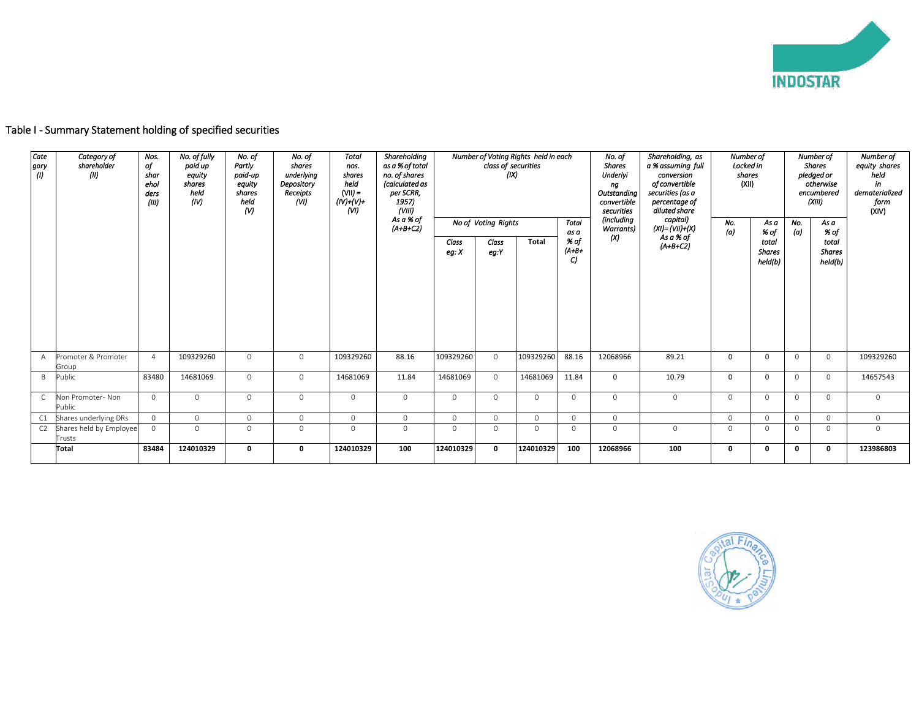## Table I - Summary Statement holding of specified securities

| Category (I) | Category of shareholder (II) | Nos. of shareholders (III) | No. of fully paid up equity shares held (IV) | No. of Partly paid-up equity shares held (V) | No. of shares underlying Depository Receipts (VI) | Total nos. shares held (VII) = (IV)+(V)+ (VI) | Shareholding as a % of total no. of shares (calculated as per SCRR, 1957) (VIII) As a % of (A+B+C2) | Number of Voting Rights held in each class of securities (IX) | | | | No. of Shares Underlying Outstanding convertible securities (including Warrants) (X) | Shareholding, as a % assuming full conversion of convertible securities (as a percentage of diluted share capital) (XI)= (VII)+(X) As a % of (A+B+C2) | Number of Locked in shares (XII) | | Number of Shares pledged or otherwise encumbered (XIII) | | Number of equity shares held in dematerialized form (XIV) |
|---|---|---|---|---|---|---|---|---|---|---|---|---|---|---|---|---|---|---|
| | | | | | | | | No of Voting Rights | | | Total as a % of (A+B+C) | | | No. (a) | As a % of total Shares held(b) | No. (a) | As a % of total Shares held(b) | |
| | | | | | | | | Class eg: X | Class eg:Y | Total | | | | | | | | |
| A | Promoter & Promoter Group | 4 | 109329260 | 0 | 0 | 109329260 | 88.16 | 109329260 | 0 | 109329260 | 88.16 | 12068966 | 89.21 | 0 | 0 | 0 | 0 | 109329260 |
| B | Public | 83480 | 14681069 | 0 | 0 | 14681069 | 11.84 | 14681069 | 0 | 14681069 | 11.84 | 0 | 10.79 | 0 | 0 | 0 | 0 | 14657543 |
| C | Non Promoter- Non Public | 0 | 0 | 0 | 0 | 0 | 0 | 0 | 0 | 0 | 0 | 0 | 0 | 0 | 0 | 0 | 0 | 0 |
| C1 | Shares underlying DRs | 0 | 0 | 0 | 0 | 0 | 0 | 0 | 0 | 0 | 0 | 0 | | 0 | 0 | 0 | 0 | 0 |
| C2 | Shares held by Employee Trusts | 0 | 0 | 0 | 0 | 0 | 0 | 0 | 0 | 0 | 0 | 0 | 0 | 0 | 0 | 0 | 0 | 0 |
| | **Total** | **83484** | **124010329** | **0** | **0** | **124010329** | **100** | **124010329** | **0** | **124010329** | **100** | **12068966** | **100** | **0** | **0** | **0** | **0** | **123986803** |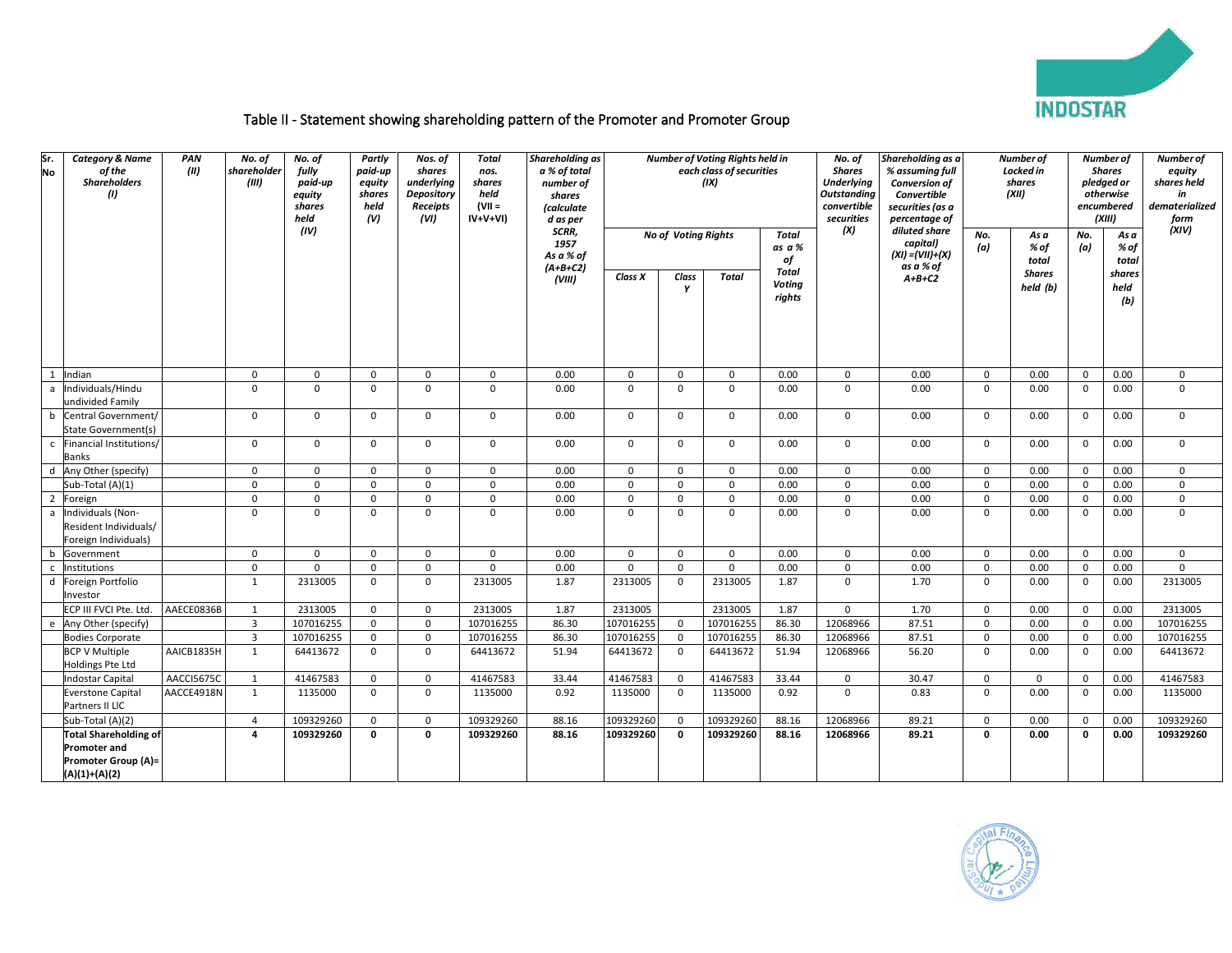## Table II - Statement showing shareholding pattern of the Promoter and Promoter Group

| Sr. No | Category & Name of the Shareholders (I) | PAN (II) | No. of shareholder (III) | No. of fully paid-up equity shares held (IV) | Partly paid-up equity shares held (V) | Nos. of shares underlying Depository Receipts (VI) | Total nos. shares held (VII = IV+V+VI) | Shareholding as a % of total number of shares (calculated as per SCRR, 1957 As a % of (A+B+C2) (VIII) | Number of Voting Rights held in each class of securities (IX) | | | | No. of Shares Underlying Outstanding convertible securities (X) | Shareholding as a % assuming full Conversion of Convertible securities (as a percentage of diluted share capital) (XI) =(VII)+(X) as a % of A+B+C2 | Number of Locked in shares (XII) | | Number of Shares pledged or otherwise encumbered (XIII) | | Number of equity shares held in dematerialized form (XIV) |
|---|---|---|---|---|---|---|---|---|---|---|---|---|---|---|---|---|---|---|---|
| | | | | | | | | | No of Voting Rights | | | Total as a % of Total Voting rights | | | No. (a) | As a % of total Shares held (b) | No. (a) | As a % of total shares held (b) | |
| | | | | | | | | | Class X | Class Y | Total | | | | | | | | |
| 1 | Indian | | 0 | 0 | 0 | 0 | 0 | 0.00 | 0 | 0 | 0 | 0.00 | 0 | 0.00 | 0 | 0.00 | 0 | 0.00 | 0 |
| a | Individuals/Hindu undivided Family | | 0 | 0 | 0 | 0 | 0 | 0.00 | 0 | 0 | 0 | 0.00 | 0 | 0.00 | 0 | 0.00 | 0 | 0.00 | 0 |
| b | Central Government/ State Government(s) | | 0 | 0 | 0 | 0 | 0 | 0.00 | 0 | 0 | 0 | 0.00 | 0 | 0.00 | 0 | 0.00 | 0 | 0.00 | 0 |
| c | Financial Institutions/ Banks | | 0 | 0 | 0 | 0 | 0 | 0.00 | 0 | 0 | 0 | 0.00 | 0 | 0.00 | 0 | 0.00 | 0 | 0.00 | 0 |
| d | Any Other (specify) | | 0 | 0 | 0 | 0 | 0 | 0.00 | 0 | 0 | 0 | 0.00 | 0 | 0.00 | 0 | 0.00 | 0 | 0.00 | 0 |
| | Sub-Total (A)(1) | | 0 | 0 | 0 | 0 | 0 | 0.00 | 0 | 0 | 0 | 0.00 | 0 | 0.00 | 0 | 0.00 | 0 | 0.00 | 0 |
| 2 | Foreign | | 0 | 0 | 0 | 0 | 0 | 0.00 | 0 | 0 | 0 | 0.00 | 0 | 0.00 | 0 | 0.00 | 0 | 0.00 | 0 |
| a | Individuals (Non-Resident Individuals/ Foreign Individuals) | | 0 | 0 | 0 | 0 | 0 | 0.00 | 0 | 0 | 0 | 0.00 | 0 | 0.00 | 0 | 0.00 | 0 | 0.00 | 0 |
| b | Government | | 0 | 0 | 0 | 0 | 0 | 0.00 | 0 | 0 | 0 | 0.00 | 0 | 0.00 | 0 | 0.00 | 0 | 0.00 | 0 |
| c | Institutions | | 0 | 0 | 0 | 0 | 0 | 0.00 | 0 | 0 | 0 | 0.00 | 0 | 0.00 | 0 | 0.00 | 0 | 0.00 | 0 |
| d | Foreign Portfolio Investor | | 1 | 2313005 | 0 | 0 | 2313005 | 1.87 | 2313005 | 0 | 2313005 | 1.87 | 0 | 1.70 | 0 | 0.00 | 0 | 0.00 | 2313005 |
| | ECP III FVCI Pte. Ltd. | AAECE0836B | 1 | 2313005 | 0 | 0 | 2313005 | 1.87 | 2313005 | | 2313005 | 1.87 | 0 | 1.70 | 0 | 0.00 | 0 | 0.00 | 2313005 |
| e | Any Other (specify) | | 3 | 107016255 | 0 | 0 | 107016255 | 86.30 | 107016255 | 0 | 107016255 | 86.30 | 12068966 | 87.51 | 0 | 0.00 | 0 | 0.00 | 107016255 |
| | Bodies Corporate | | 3 | 107016255 | 0 | 0 | 107016255 | 86.30 | 107016255 | 0 | 107016255 | 86.30 | 12068966 | 87.51 | 0 | 0.00 | 0 | 0.00 | 107016255 |
| | BCP V Multiple Holdings Pte Ltd | AAICB1835H | 1 | 64413672 | 0 | 0 | 64413672 | 51.94 | 64413672 | 0 | 64413672 | 51.94 | 12068966 | 56.20 | 0 | 0.00 | 0 | 0.00 | 64413672 |
| | Indostar Capital | AACCI5675C | 1 | 41467583 | 0 | 0 | 41467583 | 33.44 | 41467583 | 0 | 41467583 | 33.44 | 0 | 30.47 | 0 | 0 | 0 | 0.00 | 41467583 |
| | Everstone Capital Partners II LlC | AACCE4918N | 1 | 1135000 | 0 | 0 | 1135000 | 0.92 | 1135000 | 0 | 1135000 | 0.92 | 0 | 0.83 | 0 | 0.00 | 0 | 0.00 | 1135000 |
| | Sub-Total (A)(2) | | 4 | 109329260 | 0 | 0 | 109329260 | 88.16 | 109329260 | 0 | 109329260 | 88.16 | 12068966 | 89.21 | 0 | 0.00 | 0 | 0.00 | 109329260 |
| | **Total Shareholding of Promoter and Promoter Group (A)= (A)(1)+(A)(2)** | | **4** | **109329260** | **0** | **0** | **109329260** | **88.16** | **109329260** | **0** | **109329260** | **88.16** | **12068966** | **89.21** | **0** | **0.00** | **0** | **0.00** | **109329260** |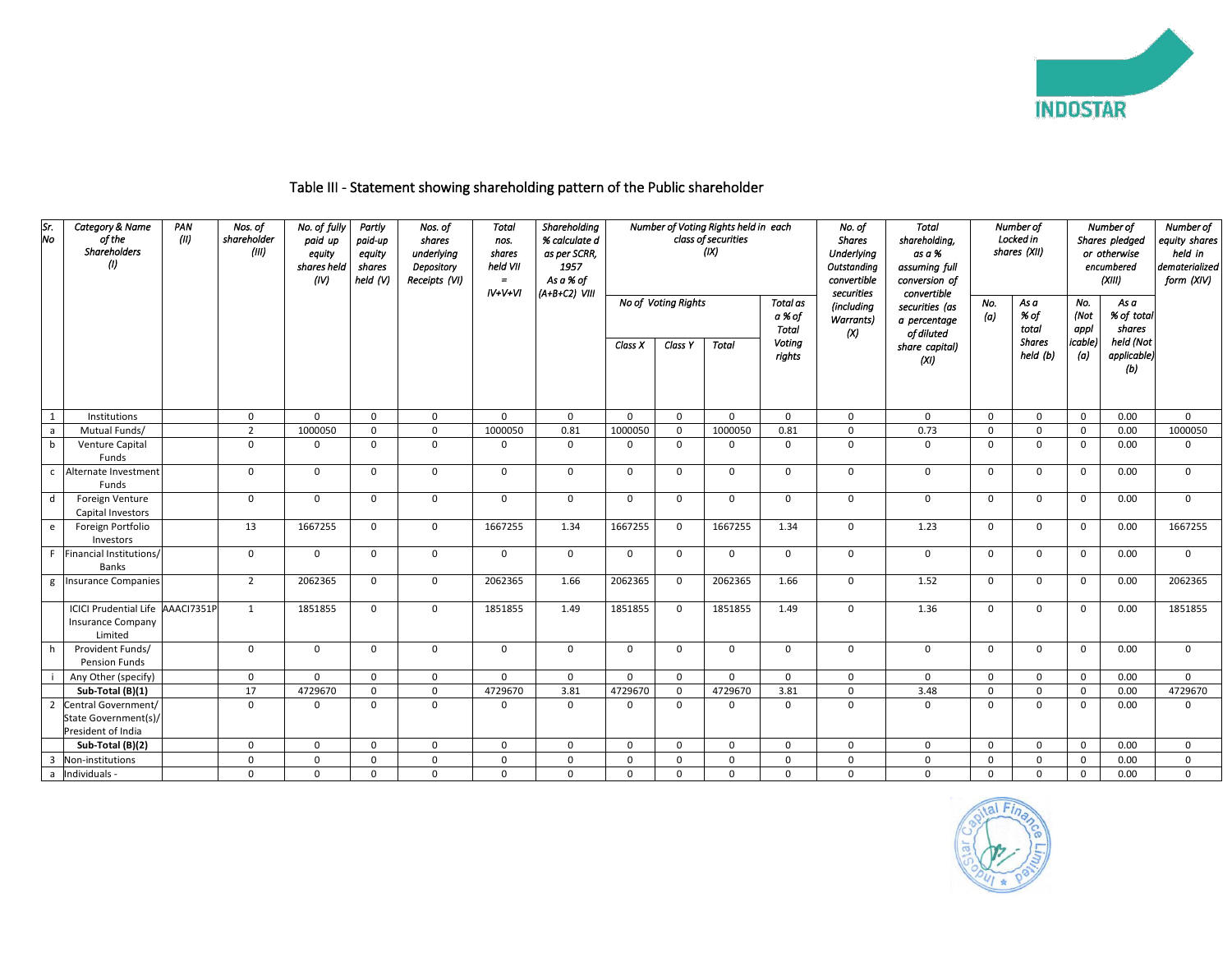## Table III - Statement showing shareholding pattern of the Public shareholder

| Sr. No | Category & Name of the Shareholders (I) | PAN (II) | Nos. of shareholder (III) | No. of fully paid up equity shares held (IV) | Partly paid-up equity shares held (V) | Nos. of shares underlying Depository Receipts (VI) | Total nos. shares held VII = IV+V+VI | Shareholding % calculate d as per SCRR, 1957 As a % of (A+B+C2) VIII | Number of Voting Rights held in each class of securities (IX) | | | | No. of Shares Underlying Outstanding convertible securities (including Warrants) (X) | Total shareholding, as a % assuming full conversion of convertible securities (as a percentage of diluted share capital) (XI) | Number of Locked in shares (XII) | | Number of Shares pledged or otherwise encumbered (XIII) | | Number of equity shares held in dematerialized form (XIV) |
|---|---|---|---|---|---|---|---|---|---|---|---|---|---|---|---|---|---|---|---|
| | | | | | | | | | No of Voting Rights | | | Total as a % of Total Voting rights | | | No. (a) | As a % of total Shares held (b) | No. (Not applicable) (a) | As a % of total shares held (Not applicable) (b) | |
| | | | | | | | | | Class X | Class Y | Total | | | | | | | | |
| 1 | Institutions | | 0 | 0 | 0 | 0 | 0 | 0 | 0 | 0 | 0 | 0 | 0 | 0 | 0 | 0 | 0 | 0.00 | 0 |
| a | Mutual Funds/ | | 2 | 1000050 | 0 | 0 | 1000050 | 0.81 | 1000050 | 0 | 1000050 | 0.81 | 0 | 0.73 | 0 | 0 | 0 | 0.00 | 1000050 |
| b | Venture Capital Funds | | 0 | 0 | 0 | 0 | 0 | 0 | 0 | 0 | 0 | 0 | 0 | 0 | 0 | 0 | 0 | 0.00 | 0 |
| c | Alternate Investment Funds | | 0 | 0 | 0 | 0 | 0 | 0 | 0 | 0 | 0 | 0 | 0 | 0 | 0 | 0 | 0 | 0.00 | 0 |
| d | Foreign Venture Capital Investors | | 0 | 0 | 0 | 0 | 0 | 0 | 0 | 0 | 0 | 0 | 0 | 0 | 0 | 0 | 0 | 0.00 | 0 |
| e | Foreign Portfolio Investors | | 13 | 1667255 | 0 | 0 | 1667255 | 1.34 | 1667255 | 0 | 1667255 | 1.34 | 0 | 1.23 | 0 | 0 | 0 | 0.00 | 1667255 |
| F | Financial Institutions/ Banks | | 0 | 0 | 0 | 0 | 0 | 0 | 0 | 0 | 0 | 0 | 0 | 0 | 0 | 0 | 0 | 0.00 | 0 |
| g | Insurance Companies | | 2 | 2062365 | 0 | 0 | 2062365 | 1.66 | 2062365 | 0 | 2062365 | 1.66 | 0 | 1.52 | 0 | 0 | 0 | 0.00 | 2062365 |
| | ICICI Prudential Life Insurance Company Limited | AAACI7351P | 1 | 1851855 | 0 | 0 | 1851855 | 1.49 | 1851855 | 0 | 1851855 | 1.49 | 0 | 1.36 | 0 | 0 | 0 | 0.00 | 1851855 |
| h | Provident Funds/ Pension Funds | | 0 | 0 | 0 | 0 | 0 | 0 | 0 | 0 | 0 | 0 | 0 | 0 | 0 | 0 | 0 | 0.00 | 0 |
| i | Any Other (specify) | | 0 | 0 | 0 | 0 | 0 | 0 | 0 | 0 | 0 | 0 | 0 | 0 | 0 | 0 | 0 | 0.00 | 0 |
| | **Sub-Total (B)(1)** | | 17 | 4729670 | 0 | 0 | 4729670 | 3.81 | 4729670 | 0 | 4729670 | 3.81 | 0 | 3.48 | 0 | 0 | 0 | 0.00 | 4729670 |
| 2 | Central Government/ State Government(s)/ President of India | | 0 | 0 | 0 | 0 | 0 | 0 | 0 | 0 | 0 | 0 | 0 | 0 | 0 | 0 | 0 | 0.00 | 0 |
| | **Sub-Total (B)(2)** | | 0 | 0 | 0 | 0 | 0 | 0 | 0 | 0 | 0 | 0 | 0 | 0 | 0 | 0 | 0 | 0.00 | 0 |
| 3 | Non-institutions | | 0 | 0 | 0 | 0 | 0 | 0 | 0 | 0 | 0 | 0 | 0 | 0 | 0 | 0 | 0 | 0.00 | 0 |
| a | Individuals - | | 0 | 0 | 0 | 0 | 0 | 0 | 0 | 0 | 0 | 0 | 0 | 0 | 0 | 0 | 0 | 0.00 | 0 |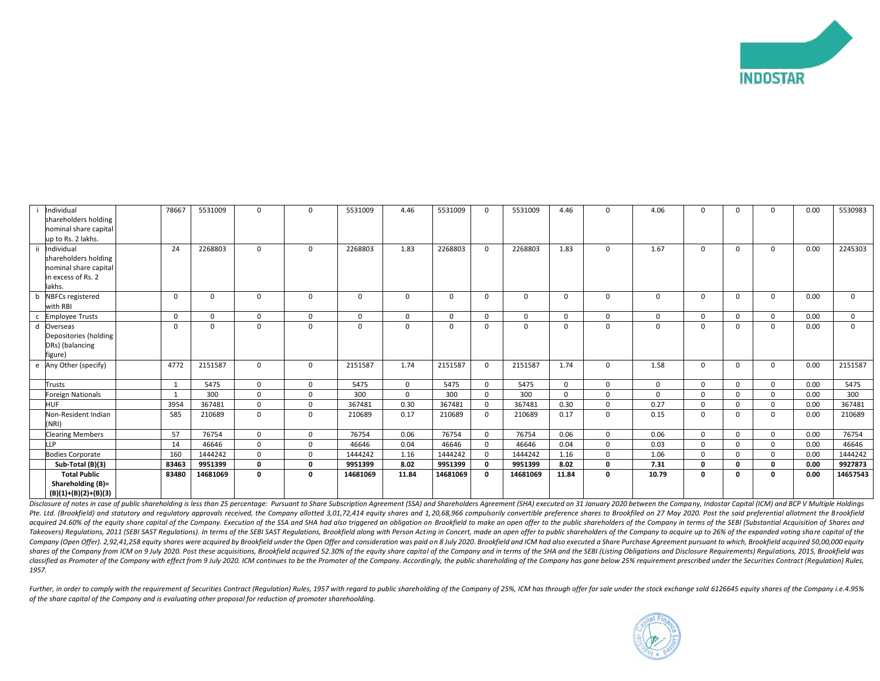| | | | | | | | | | | | | | | | | | | | |
|---|---|---|---|---|---|---|---|---|---|---|---|---|---|---|---|---|---|---|---|
| i | Individual shareholders holding nominal share capital up to Rs. 2 lakhs. | | 78667 | 5531009 | 0 | 0 | 5531009 | 4.46 | 5531009 | 0 | 5531009 | 4.46 | 0 | 4.06 | 0 | 0 | 0 | 0.00 | 5530983 |
| ii | Individual shareholders holding nominal share capital in excess of Rs. 2 lakhs. | | 24 | 2268803 | 0 | 0 | 2268803 | 1.83 | 2268803 | 0 | 2268803 | 1.83 | 0 | 1.67 | 0 | 0 | 0 | 0.00 | 2245303 |
| b | NBFCs registered with RBI | | 0 | 0 | 0 | 0 | 0 | 0 | 0 | 0 | 0 | 0 | 0 | 0 | 0 | 0 | 0 | 0.00 | 0 |
| c | Employee Trusts | | 0 | 0 | 0 | 0 | 0 | 0 | 0 | 0 | 0 | 0 | 0 | 0 | 0 | 0 | 0 | 0.00 | 0 |
| d | Overseas Depositories (holding DRs) (balancing figure) | | 0 | 0 | 0 | 0 | 0 | 0 | 0 | 0 | 0 | 0 | 0 | 0 | 0 | 0 | 0 | 0.00 | 0 |
| e | Any Other (specify) | | 4772 | 2151587 | 0 | 0 | 2151587 | 1.74 | 2151587 | 0 | 2151587 | 1.74 | 0 | 1.58 | 0 | 0 | 0 | 0.00 | 2151587 |
| | Trusts | | 1 | 5475 | 0 | 0 | 5475 | 0 | 5475 | 0 | 5475 | 0 | 0 | 0 | 0 | 0 | 0 | 0.00 | 5475 |
| | Foreign Nationals | | 1 | 300 | 0 | 0 | 300 | 0 | 300 | 0 | 300 | 0 | 0 | 0 | 0 | 0 | 0 | 0.00 | 300 |
| | HUF | | 3954 | 367481 | 0 | 0 | 367481 | 0.30 | 367481 | 0 | 367481 | 0.30 | 0 | 0.27 | 0 | 0 | 0 | 0.00 | 367481 |
| | Non-Resident Indian (NRI) | | 585 | 210689 | 0 | 0 | 210689 | 0.17 | 210689 | 0 | 210689 | 0.17 | 0 | 0.15 | 0 | 0 | 0 | 0.00 | 210689 |
| | Clearing Members | | 57 | 76754 | 0 | 0 | 76754 | 0.06 | 76754 | 0 | 76754 | 0.06 | 0 | 0.06 | 0 | 0 | 0 | 0.00 | 76754 |
| | LLP | | 14 | 46646 | 0 | 0 | 46646 | 0.04 | 46646 | 0 | 46646 | 0.04 | 0 | 0.03 | 0 | 0 | 0 | 0.00 | 46646 |
| | Bodies Corporate | | 160 | 1444242 | 0 | 0 | 1444242 | 1.16 | 1444242 | 0 | 1444242 | 1.16 | 0 | 1.06 | 0 | 0 | 0 | 0.00 | 1444242 |
| | **Sub-Total (B)(3)** | | **83463** | **9951399** | **0** | **0** | **9951399** | **8.02** | **9951399** | **0** | **9951399** | **8.02** | **0** | **7.31** | **0** | **0** | **0** | **0.00** | **9927873** |
| | **Total Public Shareholding (B)= (B)(1)+(B)(2)+(B)(3)** | | **83480** | **14681069** | **0** | **0** | **14681069** | **11.84** | **14681069** | **0** | **14681069** | **11.84** | **0** | **10.79** | **0** | **0** | **0** | **0.00** | **14657543** |

*Disclosure of notes in case of public shareholding is less than 25 percentage: Pursuant to Share Subscription Agreement (SSA) and Shareholders Agreement (SHA) executed on 31 January 2020 between the Company, Indostar Capital (ICM) and BCP V Multiple Holdings Pte. Ltd. (Brookfield) and statutory and regulatory approvals received, the Company allotted 3,01,72,414 equity shares and 1,20,68,966 compulsorily convertible preference shares to Brookfiled on 27 May 2020. Post the said preferential allotment the Brookfield acquired 24.60% of the equity share capital of the Company. Execution of the SSA and SHA had also triggered an obligation on Brookfield to make an open offer to the public shareholders of the Company in terms of the SEBI (Substantial Acquisition of Shares and Takeovers) Regulations, 2011 (SEBI SAST Regulations). In terms of the SEBI SAST Regulations, Brookfield along with Person Acting in Concert, made an open offer to public shareholders of the Company to acquire up to 26% of the expanded voting share capital of the Company (Open Offer). 2,92,41,258 equity shares were acquired by Brookfield under the Open Offer and consideration was paid on 8 July 2020. Brookfield and ICM had also executed a Share Purchase Agreement pursuant to which, Brookfield acquired 50,00,000 equity shares of the Company from ICM on 9 July 2020. Post these acquisitions, Brookfield acquired 52.30% of the equity share capital of the Company and in terms of the SHA and the SEBI (Listing Obligations and Disclosure Requirements) Regulations, 2015, Brookfield was classified as Promoter of the Company with effect from 9 July 2020. ICM continues to be the Promoter of the Company. Accordingly, the public shareholding of the Company has gone below 25% requirement prescribed under the Securities Contract (Regulation) Rules, 1957.*

*Further, in order to comply with the requirement of Securities Contract (Regulation) Rules, 1957 with regard to public shareholding of the Company of 25%, ICM has through offer for sale under the stock exchange sold 6126645 equity shares of the Company i.e.4.95% of the share capital of the Company and is evaluating other proposal for reduction of promoter shareholding.*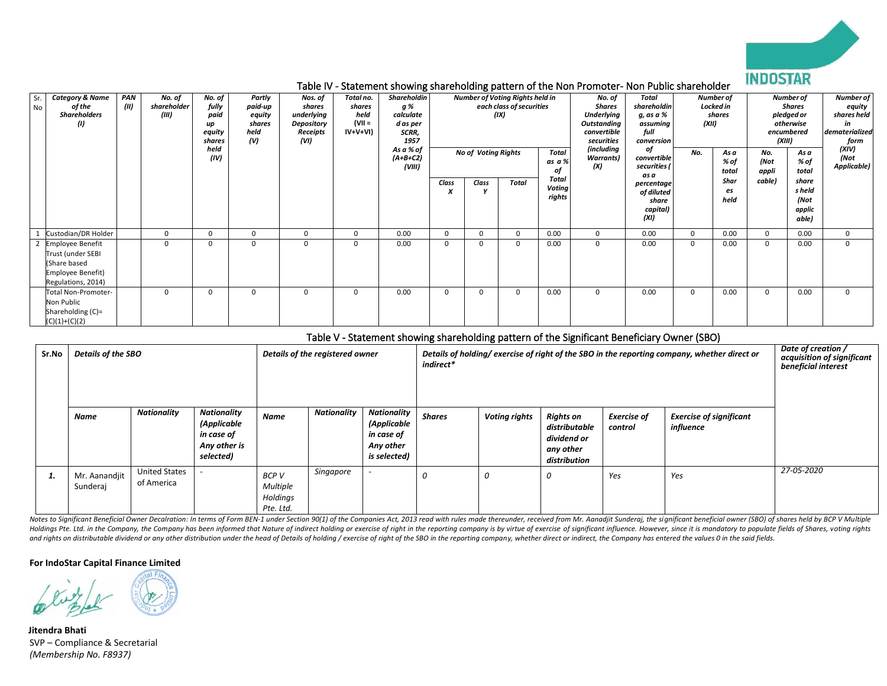## Table IV - Statement showing shareholding pattern of the Non Promoter- Non Public shareholder

| Sr. No | Category & Name of the Shareholders (I) | PAN (II) | No. of shareholder (III) | No. of fully paid up equity shares held (IV) | Partly paid-up equity shares held (V) | Nos. of shares underlying Depository Receipts (VI) | Total no. shares held (VII = IV+V+VI) | Shareholding % calculated as per SCRR, 1957 As a % of (A+B+C2) (VIII) | Number of Voting Rights held in each class of securities (IX) | | | | No. of Shares Underlying Outstanding convertible securities (including Warrants) (X) | Total shareholding, as a % assuming full conversion of convertible securities ( as a percentage of diluted share capital) (XI) | Number of Locked in shares (XII) | | Number of Shares pledged or otherwise encumbered (XIII) | | Number of equity shares held in dematerialized form (XIV) (Not Applicable) |
|---|---|---|---|---|---|---|---|---|---|---|---|---|---|---|---|---|---|---|---|
| | | | | | | | | | No of Voting Rights | | | Total as a % of Total Voting rights | | | No. | As a % of total Shares held | No. (Not applicable) | As a % of total shares held (Not applicable) | |
| | | | | | | | | | Class X | Class Y | Total | | | | | | | | |
| 1 | Custodian/DR Holder | | 0 | 0 | 0 | 0 | 0 | 0.00 | 0 | 0 | 0 | 0.00 | 0 | 0.00 | 0 | 0.00 | 0 | 0.00 | 0 |
| 2 | Employee Benefit Trust (under SEBI (Share based Employee Benefit) Regulations, 2014) | | 0 | 0 | 0 | 0 | 0 | 0.00 | 0 | 0 | 0 | 0.00 | 0 | 0.00 | 0 | 0.00 | 0 | 0.00 | 0 |
| | Total Non-Promoter-Non Public Shareholding (C)= (C)(1)+(C)(2) | | 0 | 0 | 0 | 0 | 0 | 0.00 | 0 | 0 | 0 | 0.00 | 0 | 0.00 | 0 | 0.00 | 0 | 0.00 | 0 |

## Table V - Statement showing shareholding pattern of the Significant Beneficiary Owner (SBO)

| Sr.No | Details of the SBO | | | Details of the registered owner | | | Details of holding/ exercise of right of the SBO in the reporting company, whether direct or indirect* | | | | | Date of creation / acquisition of significant beneficial interest |
|---|---|---|---|---|---|---|---|---|---|---|---|---|
| | Name | Nationality | Nationality (Applicable in case of Any other is selected) | Name | Nationality | Nationality (Applicable in case of Any other is selected) | Shares | Voting rights | Rights on distributable dividend or any other distribution | Exercise of control | Exercise of significant influence | |
| 1. | Mr. Aanandjit Sunderaj | United States of America | - | BCP V Multiple Holdings Pte. Ltd. | Singapore | - | 0 | 0 | 0 | Yes | Yes | 27-05-2020 |

*Notes to Significant Beneficial Owner Decalration: In terms of Form BEN-1 under Section 90(1) of the Companies Act, 2013 read with rules made thereunder, received from Mr. Aanadjit Sunderaj, the significant beneficial owner (SBO) of shares held by BCP V Multiple Holdings Pte. Ltd. in the Company, the Company has been informed that Nature of indirect holding or exercise of right in the reporting company is by virtue of exercise of significant influence. However, since it is mandatory to populate fields of Shares, voting rights and rights on distributable dividend or any other distribution under the head of Details of holding / exercise of right of the SBO in the reporting company, whether direct or indirect, the Company has entered the values 0 in the said fields.*

**For IndoStar Capital Finance Limited**

**Jitendra Bhati**
SVP – Compliance & Secretarial
*(Membership No. F8937)*